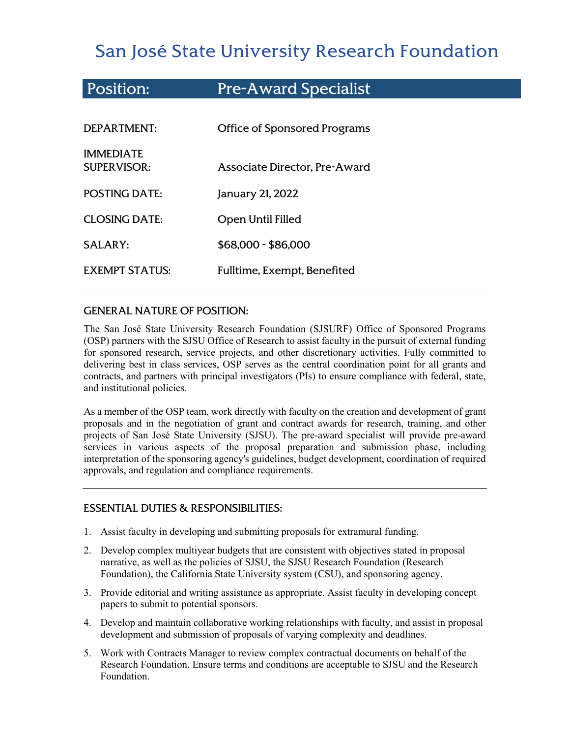# San José State University Research Foundation

## Position: Pre-Award Specialist

| | |
|---|---|
| DEPARTMENT: | Office of Sponsored Programs |
| IMMEDIATE SUPERVISOR: | Associate Director, Pre-Award |
| POSTING DATE: | January 21, 2022 |
| CLOSING DATE: | Open Until Filled |
| SALARY: | $68,000 - $86,000 |
| EXEMPT STATUS: | Fulltime, Exempt, Benefited |

---

### GENERAL NATURE OF POSITION:

The San José State University Research Foundation (SJSURF) Office of Sponsored Programs (OSP) partners with the SJSU Office of Research to assist faculty in the pursuit of external funding for sponsored research, service projects, and other discretionary activities. Fully committed to delivering best in class services, OSP serves as the central coordination point for all grants and contracts, and partners with principal investigators (PIs) to ensure compliance with federal, state, and institutional policies.

As a member of the OSP team, work directly with faculty on the creation and development of grant proposals and in the negotiation of grant and contract awards for research, training, and other projects of San José State University (SJSU). The pre-award specialist will provide pre-award services in various aspects of the proposal preparation and submission phase, including interpretation of the sponsoring agency's guidelines, budget development, coordination of required approvals, and regulation and compliance requirements.

---

### ESSENTIAL DUTIES & RESPONSIBILITIES:

1. Assist faculty in developing and submitting proposals for extramural funding.
2. Develop complex multiyear budgets that are consistent with objectives stated in proposal narrative, as well as the policies of SJSU, the SJSU Research Foundation (Research Foundation), the California State University system (CSU), and sponsoring agency.
3. Provide editorial and writing assistance as appropriate. Assist faculty in developing concept papers to submit to potential sponsors.
4. Develop and maintain collaborative working relationships with faculty, and assist in proposal development and submission of proposals of varying complexity and deadlines.
5. Work with Contracts Manager to review complex contractual documents on behalf of the Research Foundation. Ensure terms and conditions are acceptable to SJSU and the Research Foundation.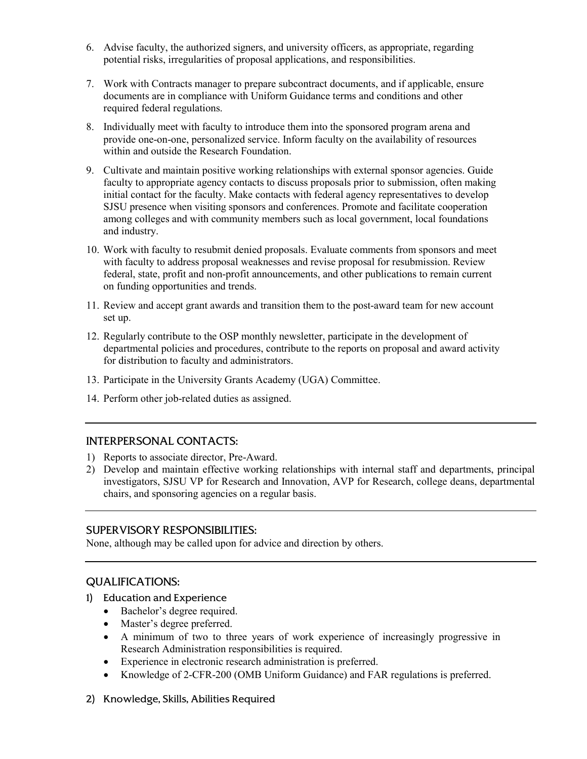6. Advise faculty, the authorized signers, and university officers, as appropriate, regarding potential risks, irregularities of proposal applications, and responsibilities.

7. Work with Contracts manager to prepare subcontract documents, and if applicable, ensure documents are in compliance with Uniform Guidance terms and conditions and other required federal regulations.

8. Individually meet with faculty to introduce them into the sponsored program arena and provide one-on-one, personalized service. Inform faculty on the availability of resources within and outside the Research Foundation.

9. Cultivate and maintain positive working relationships with external sponsor agencies. Guide faculty to appropriate agency contacts to discuss proposals prior to submission, often making initial contact for the faculty. Make contacts with federal agency representatives to develop SJSU presence when visiting sponsors and conferences. Promote and facilitate cooperation among colleges and with community members such as local government, local foundations and industry.

10. Work with faculty to resubmit denied proposals. Evaluate comments from sponsors and meet with faculty to address proposal weaknesses and revise proposal for resubmission. Review federal, state, profit and non-profit announcements, and other publications to remain current on funding opportunities and trends.

11. Review and accept grant awards and transition them to the post-award team for new account set up.

12. Regularly contribute to the OSP monthly newsletter, participate in the development of departmental policies and procedures, contribute to the reports on proposal and award activity for distribution to faculty and administrators.

13. Participate in the University Grants Academy (UGA) Committee.

14. Perform other job-related duties as assigned.

---

## INTERPERSONAL CONTACTS:

1) Reports to associate director, Pre-Award.
2) Develop and maintain effective working relationships with internal staff and departments, principal investigators, SJSU VP for Research and Innovation, AVP for Research, college deans, departmental chairs, and sponsoring agencies on a regular basis.

---

## SUPERVISORY RESPONSIBILITIES:

None, although may be called upon for advice and direction by others.

---

## QUALIFICATIONS:

### 1) Education and Experience

- Bachelor's degree required.
- Master's degree preferred.
- A minimum of two to three years of work experience of increasingly progressive in Research Administration responsibilities is required.
- Experience in electronic research administration is preferred.
- Knowledge of 2-CFR-200 (OMB Uniform Guidance) and FAR regulations is preferred.

### 2) Knowledge, Skills, Abilities Required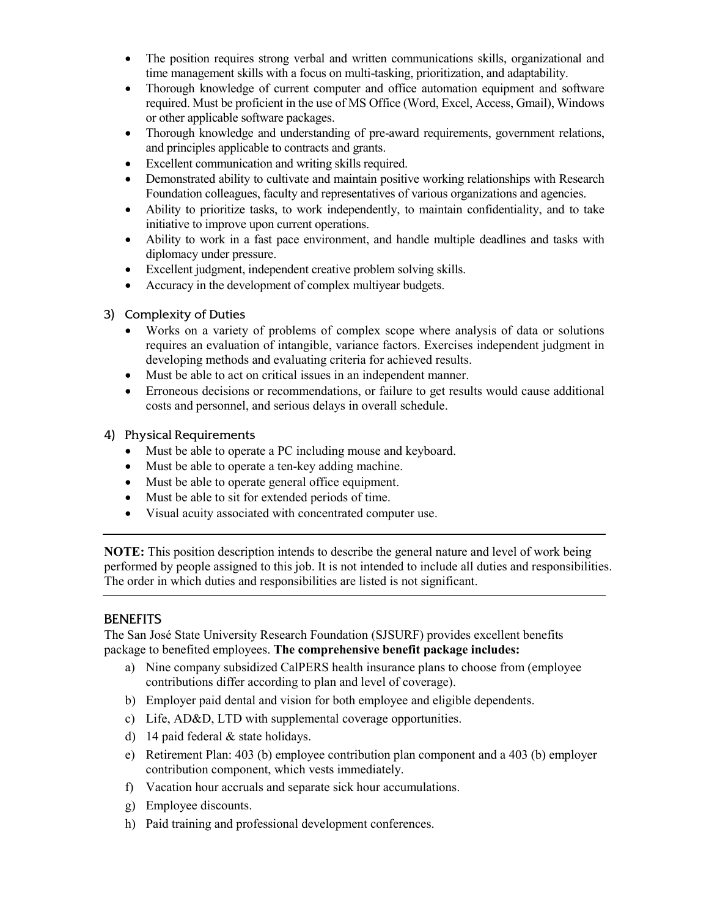- The position requires strong verbal and written communications skills, organizational and time management skills with a focus on multi-tasking, prioritization, and adaptability.
- Thorough knowledge of current computer and office automation equipment and software required. Must be proficient in the use of MS Office (Word, Excel, Access, Gmail), Windows or other applicable software packages.
- Thorough knowledge and understanding of pre-award requirements, government relations, and principles applicable to contracts and grants.
- Excellent communication and writing skills required.
- Demonstrated ability to cultivate and maintain positive working relationships with Research Foundation colleagues, faculty and representatives of various organizations and agencies.
- Ability to prioritize tasks, to work independently, to maintain confidentiality, and to take initiative to improve upon current operations.
- Ability to work in a fast pace environment, and handle multiple deadlines and tasks with diplomacy under pressure.
- Excellent judgment, independent creative problem solving skills.
- Accuracy in the development of complex multiyear budgets.

### 3) Complexity of Duties

- Works on a variety of problems of complex scope where analysis of data or solutions requires an evaluation of intangible, variance factors. Exercises independent judgment in developing methods and evaluating criteria for achieved results.
- Must be able to act on critical issues in an independent manner.
- Erroneous decisions or recommendations, or failure to get results would cause additional costs and personnel, and serious delays in overall schedule.

### 4) Physical Requirements

- Must be able to operate a PC including mouse and keyboard.
- Must be able to operate a ten-key adding machine.
- Must be able to operate general office equipment.
- Must be able to sit for extended periods of time.
- Visual acuity associated with concentrated computer use.

---

**NOTE:** This position description intends to describe the general nature and level of work being performed by people assigned to this job. It is not intended to include all duties and responsibilities. The order in which duties and responsibilities are listed is not significant.

---

## BENEFITS

The San José State University Research Foundation (SJSURF) provides excellent benefits package to benefited employees. **The comprehensive benefit package includes:**

a) Nine company subsidized CalPERS health insurance plans to choose from (employee contributions differ according to plan and level of coverage).
b) Employer paid dental and vision for both employee and eligible dependents.
c) Life, AD&D, LTD with supplemental coverage opportunities.
d) 14 paid federal & state holidays.
e) Retirement Plan: 403 (b) employee contribution plan component and a 403 (b) employer contribution component, which vests immediately.
f) Vacation hour accruals and separate sick hour accumulations.
g) Employee discounts.
h) Paid training and professional development conferences.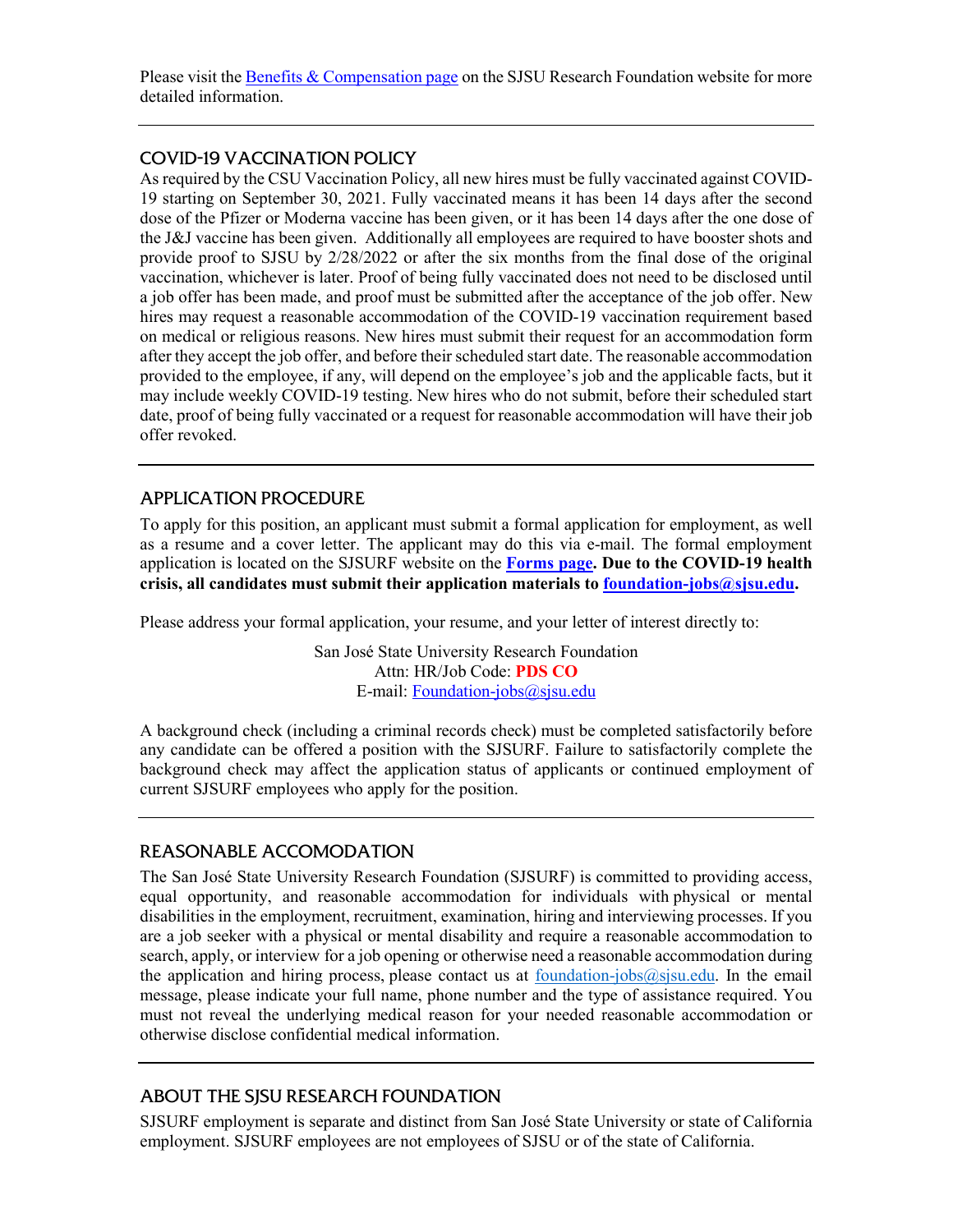Please visit the Benefits & Compensation page on the SJSU Research Foundation website for more detailed information.

---

## COVID-19 VACCINATION POLICY

As required by the CSU Vaccination Policy, all new hires must be fully vaccinated against COVID-19 starting on September 30, 2021. Fully vaccinated means it has been 14 days after the second dose of the Pfizer or Moderna vaccine has been given, or it has been 14 days after the one dose of the J&J vaccine has been given. Additionally all employees are required to have booster shots and provide proof to SJSU by 2/28/2022 or after the six months from the final dose of the original vaccination, whichever is later. Proof of being fully vaccinated does not need to be disclosed until a job offer has been made, and proof must be submitted after the acceptance of the job offer. New hires may request a reasonable accommodation of the COVID-19 vaccination requirement based on medical or religious reasons. New hires must submit their request for an accommodation form after they accept the job offer, and before their scheduled start date. The reasonable accommodation provided to the employee, if any, will depend on the employee's job and the applicable facts, but it may include weekly COVID-19 testing. New hires who do not submit, before their scheduled start date, proof of being fully vaccinated or a request for reasonable accommodation will have their job offer revoked.

---

## APPLICATION PROCEDURE

To apply for this position, an applicant must submit a formal application for employment, as well as a resume and a cover letter. The applicant may do this via e-mail. The formal employment application is located on the SJSURF website on the **Forms page. Due to the COVID-19 health crisis, all candidates must submit their application materials to foundation-jobs@sjsu.edu.**

Please address your formal application, your resume, and your letter of interest directly to:

San José State University Research Foundation
Attn: HR/Job Code: **PDS CO**
E-mail: Foundation-jobs@sjsu.edu

A background check (including a criminal records check) must be completed satisfactorily before any candidate can be offered a position with the SJSURF. Failure to satisfactorily complete the background check may affect the application status of applicants or continued employment of current SJSURF employees who apply for the position.

---

## REASONABLE ACCOMODATION

The San José State University Research Foundation (SJSURF) is committed to providing access, equal opportunity, and reasonable accommodation for individuals with physical or mental disabilities in the employment, recruitment, examination, hiring and interviewing processes. If you are a job seeker with a physical or mental disability and require a reasonable accommodation to search, apply, or interview for a job opening or otherwise need a reasonable accommodation during the application and hiring process, please contact us at foundation-jobs@sjsu.edu. In the email message, please indicate your full name, phone number and the type of assistance required. You must not reveal the underlying medical reason for your needed reasonable accommodation or otherwise disclose confidential medical information.

---

## ABOUT THE SJSU RESEARCH FOUNDATION

SJSURF employment is separate and distinct from San José State University or state of California employment. SJSURF employees are not employees of SJSU or of the state of California.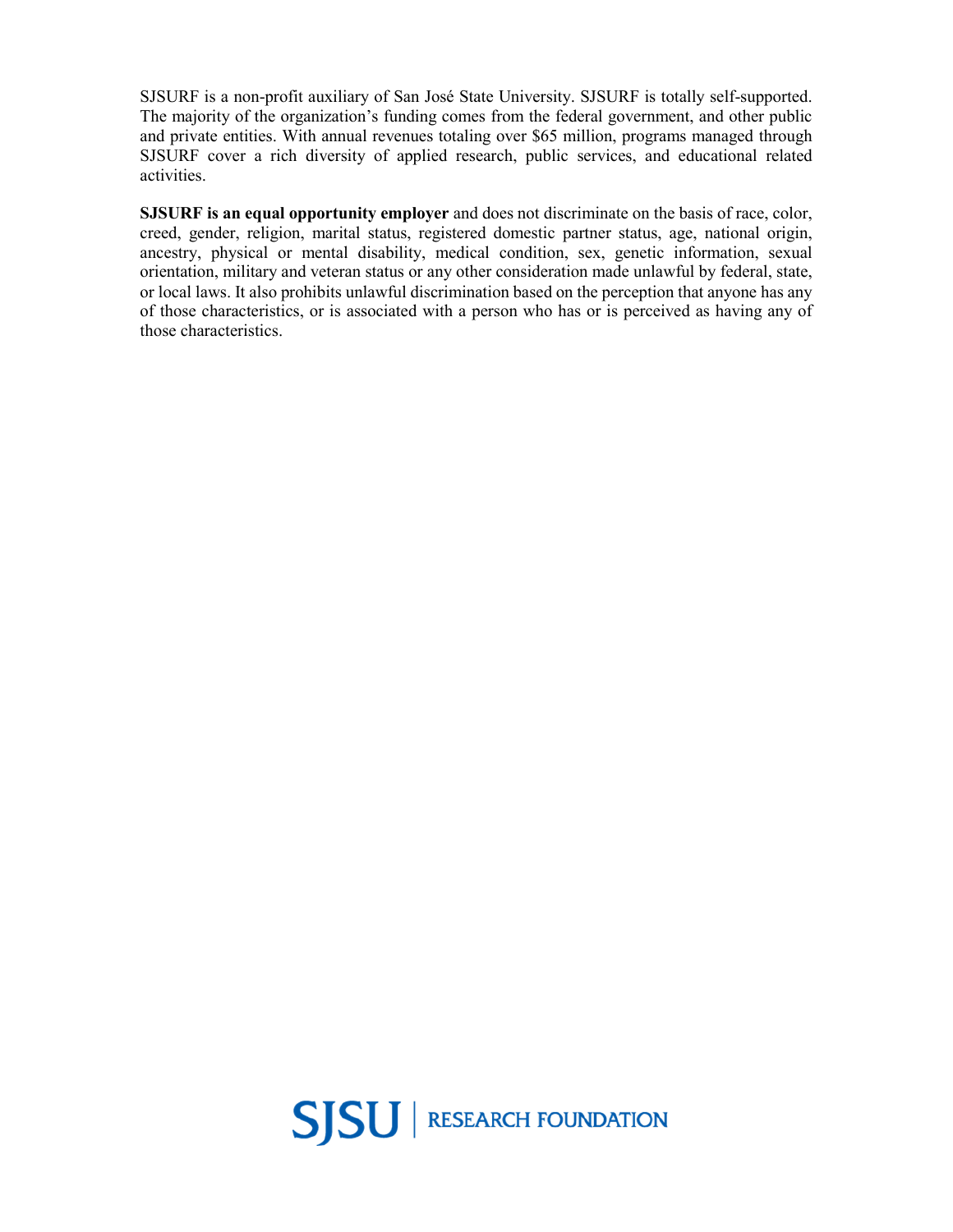SJSURF is a non-profit auxiliary of San José State University. SJSURF is totally self-supported. The majority of the organization's funding comes from the federal government, and other public and private entities. With annual revenues totaling over $65 million, programs managed through SJSURF cover a rich diversity of applied research, public services, and educational related activities.

**SJSURF is an equal opportunity employer** and does not discriminate on the basis of race, color, creed, gender, religion, marital status, registered domestic partner status, age, national origin, ancestry, physical or mental disability, medical condition, sex, genetic information, sexual orientation, military and veteran status or any other consideration made unlawful by federal, state, or local laws. It also prohibits unlawful discrimination based on the perception that anyone has any of those characteristics, or is associated with a person who has or is perceived as having any of those characteristics.

SJSU | RESEARCH FOUNDATION